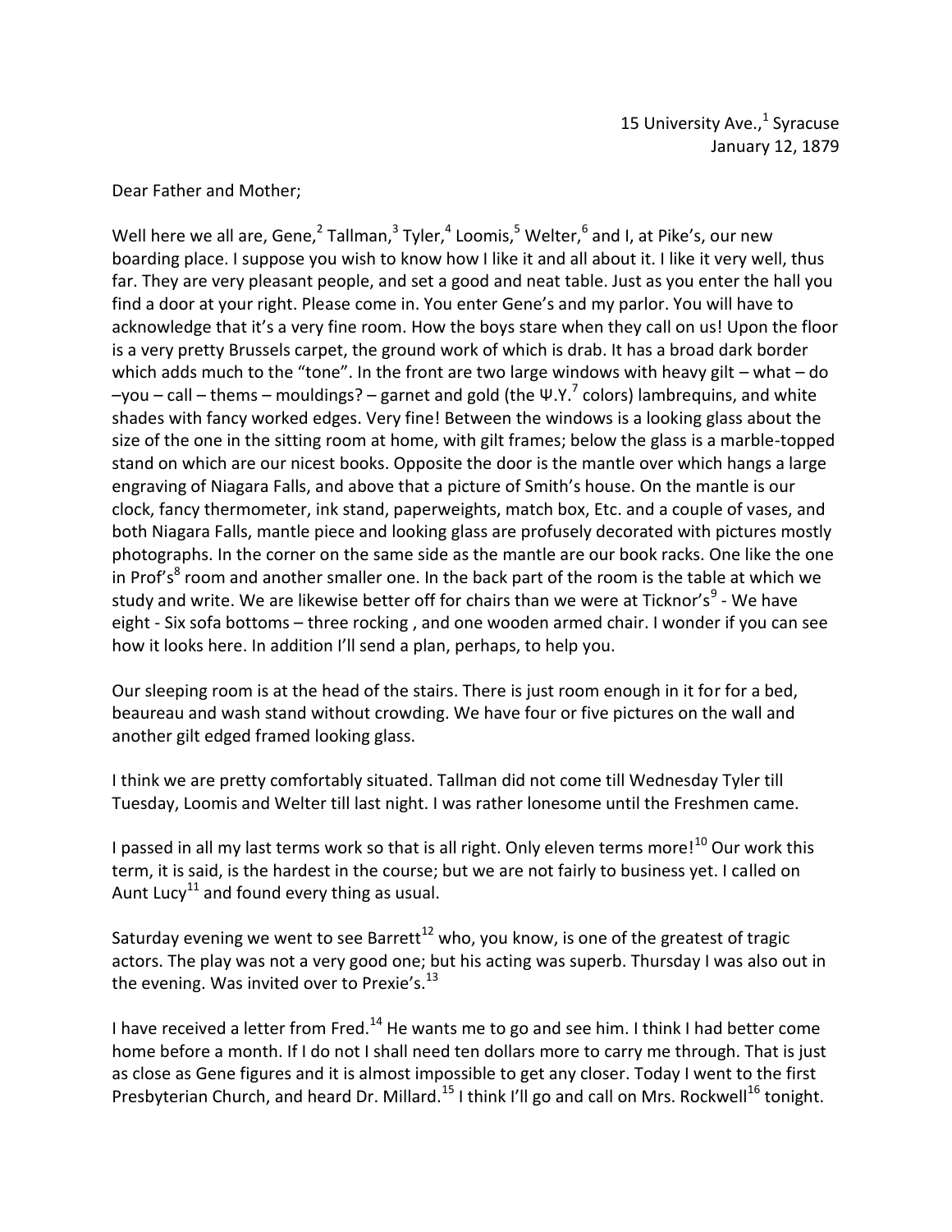15 University Ave.,[1] Syracuse
January 12, 1879

Dear Father and Mother;

Well here we all are, Gene,[2] Tallman,[3] Tyler,[4] Loomis,[5] Welter,[6] and I, at Pike's, our new boarding place. I suppose you wish to know how I like it and all about it. I like it very well, thus far. They are very pleasant people, and set a good and neat table. Just as you enter the hall you find a door at your right. Please come in. You enter Gene's and my parlor. You will have to acknowledge that it's a very fine room. How the boys stare when they call on us! Upon the floor is a very pretty Brussels carpet, the ground work of which is drab. It has a broad dark border which adds much to the "tone". In the front are two large windows with heavy gilt – what – do –you – call – thems – mouldings? – garnet and gold (the Ψ.Y.[7] colors) lambrequins, and white shades with fancy worked edges. Very fine! Between the windows is a looking glass about the size of the one in the sitting room at home, with gilt frames; below the glass is a marble-topped stand on which are our nicest books. Opposite the door is the mantle over which hangs a large engraving of Niagara Falls, and above that a picture of Smith's house. On the mantle is our clock, fancy thermometer, ink stand, paperweights, match box, Etc. and a couple of vases, and both Niagara Falls, mantle piece and looking glass are profusely decorated with pictures mostly photographs. In the corner on the same side as the mantle are our book racks. One like the one in Prof's[8] room and another smaller one. In the back part of the room is the table at which we study and write. We are likewise better off for chairs than we were at Ticknor's[9] - We have eight - Six sofa bottoms – three rocking , and one wooden armed chair. I wonder if you can see how it looks here. In addition I'll send a plan, perhaps, to help you.

Our sleeping room is at the head of the stairs. There is just room enough in it for for a bed, beaureau and wash stand without crowding. We have four or five pictures on the wall and another gilt edged framed looking glass.

I think we are pretty comfortably situated. Tallman did not come till Wednesday Tyler till Tuesday, Loomis and Welter till last night. I was rather lonesome until the Freshmen came.

I passed in all my last terms work so that is all right. Only eleven terms more![10] Our work this term, it is said, is the hardest in the course; but we are not fairly to business yet. I called on Aunt Lucy[11] and found every thing as usual.

Saturday evening we went to see Barrett[12] who, you know, is one of the greatest of tragic actors. The play was not a very good one; but his acting was superb. Thursday I was also out in the evening. Was invited over to Prexie's.[13]

I have received a letter from Fred.[14] He wants me to go and see him. I think I had better come home before a month. If I do not I shall need ten dollars more to carry me through. That is just as close as Gene figures and it is almost impossible to get any closer. Today I went to the first Presbyterian Church, and heard Dr. Millard.[15] I think I'll go and call on Mrs. Rockwell[16] tonight.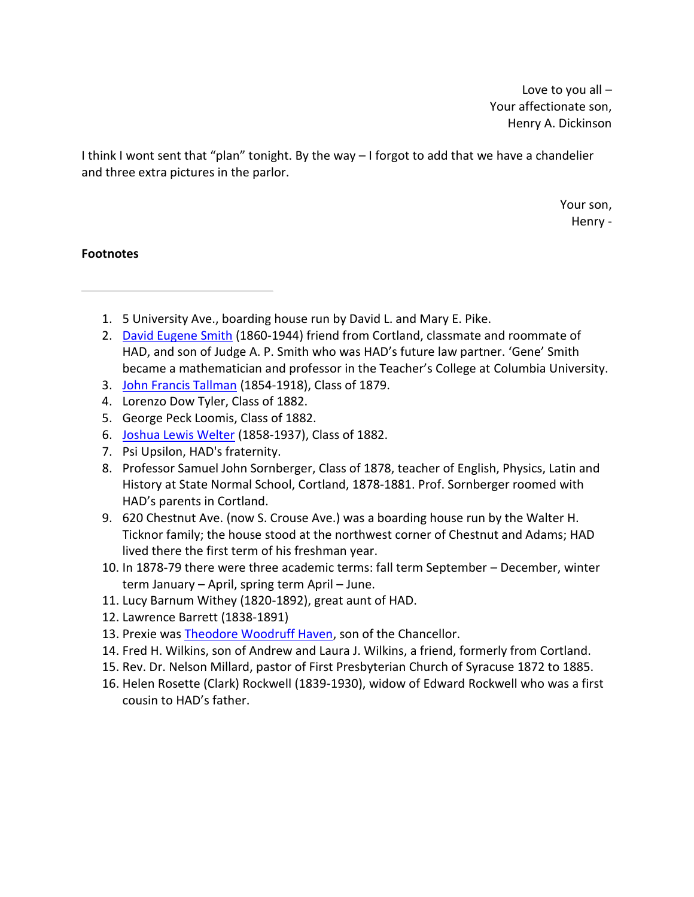Love to you all –
Your affectionate son,
Henry A. Dickinson

I think I wont sent that "plan" tonight. By the way – I forgot to add that we have a chandelier and three extra pictures in the parlor.

Your son,
Henry -

**Footnotes**

---

1. 5 University Ave., boarding house run by David L. and Mary E. Pike.
2. David Eugene Smith (1860-1944) friend from Cortland, classmate and roommate of HAD, and son of Judge A. P. Smith who was HAD's future law partner. 'Gene' Smith became a mathematician and professor in the Teacher's College at Columbia University.
3. John Francis Tallman (1854-1918), Class of 1879.
4. Lorenzo Dow Tyler, Class of 1882.
5. George Peck Loomis, Class of 1882.
6. Joshua Lewis Welter (1858-1937), Class of 1882.
7. Psi Upsilon, HAD's fraternity.
8. Professor Samuel John Sornberger, Class of 1878, teacher of English, Physics, Latin and History at State Normal School, Cortland, 1878-1881. Prof. Sornberger roomed with HAD's parents in Cortland.
9. 620 Chestnut Ave. (now S. Crouse Ave.) was a boarding house run by the Walter H. Ticknor family; the house stood at the northwest corner of Chestnut and Adams; HAD lived there the first term of his freshman year.
10. In 1878-79 there were three academic terms: fall term September – December, winter term January – April, spring term April – June.
11. Lucy Barnum Withey (1820-1892), great aunt of HAD.
12. Lawrence Barrett (1838-1891)
13. Prexie was Theodore Woodruff Haven, son of the Chancellor.
14. Fred H. Wilkins, son of Andrew and Laura J. Wilkins, a friend, formerly from Cortland.
15. Rev. Dr. Nelson Millard, pastor of First Presbyterian Church of Syracuse 1872 to 1885.
16. Helen Rosette (Clark) Rockwell (1839-1930), widow of Edward Rockwell who was a first cousin to HAD's father.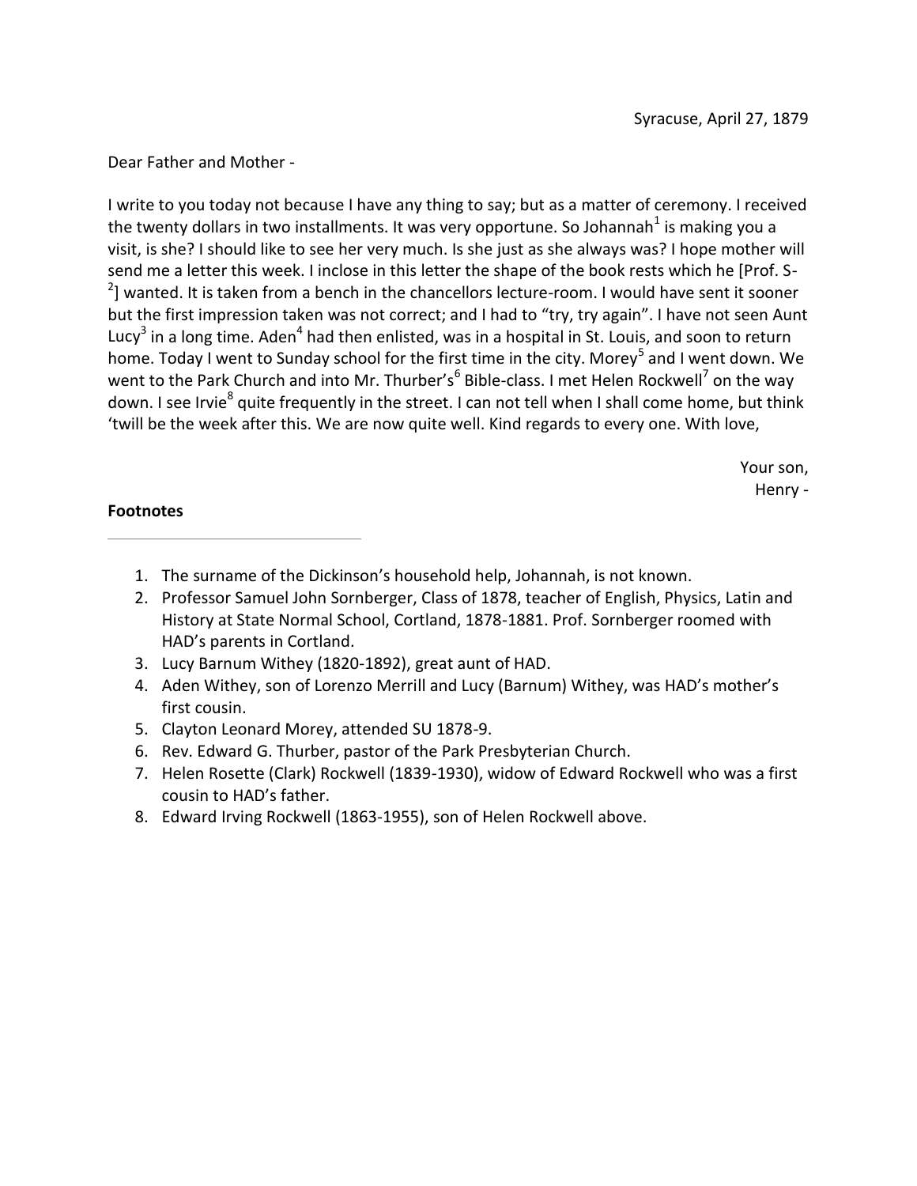Syracuse, April 27, 1879

Dear Father and Mother -

I write to you today not because I have any thing to say; but as a matter of ceremony. I received the twenty dollars in two installments. It was very opportune. So Johannah[1] is making you a visit, is she? I should like to see her very much. Is she just as she always was? I hope mother will send me a letter this week. I inclose in this letter the shape of the book rests which he [Prof. S-[2]] wanted. It is taken from a bench in the chancellors lecture-room. I would have sent it sooner but the first impression taken was not correct; and I had to "try, try again". I have not seen Aunt Lucy[3] in a long time. Aden[4] had then enlisted, was in a hospital in St. Louis, and soon to return home. Today I went to Sunday school for the first time in the city. Morey[5] and I went down. We went to the Park Church and into Mr. Thurber's[6] Bible-class. I met Helen Rockwell[7] on the way down. I see Irvie[8] quite frequently in the street. I can not tell when I shall come home, but think 'twill be the week after this. We are now quite well. Kind regards to every one. With love,

Your son,
Henry -

**Footnotes**

1. The surname of the Dickinson's household help, Johannah, is not known.
2. Professor Samuel John Sornberger, Class of 1878, teacher of English, Physics, Latin and History at State Normal School, Cortland, 1878-1881. Prof. Sornberger roomed with HAD's parents in Cortland.
3. Lucy Barnum Withey (1820-1892), great aunt of HAD.
4. Aden Withey, son of Lorenzo Merrill and Lucy (Barnum) Withey, was HAD's mother's first cousin.
5. Clayton Leonard Morey, attended SU 1878-9.
6. Rev. Edward G. Thurber, pastor of the Park Presbyterian Church.
7. Helen Rosette (Clark) Rockwell (1839-1930), widow of Edward Rockwell who was a first cousin to HAD's father.
8. Edward Irving Rockwell (1863-1955), son of Helen Rockwell above.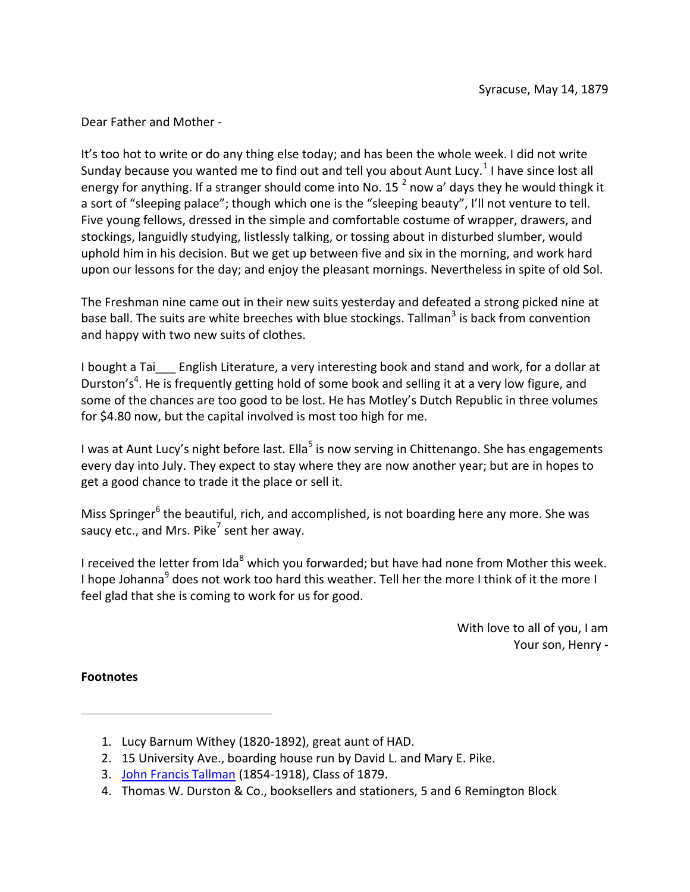Syracuse, May 14, 1879

Dear Father and Mother -

It's too hot to write or do any thing else today; and has been the whole week. I did not write Sunday because you wanted me to find out and tell you about Aunt Lucy.[1] I have since lost all energy for anything. If a stranger should come into No. 15 [2] now a' days they he would thingk it a sort of "sleeping palace"; though which one is the "sleeping beauty", I'll not venture to tell. Five young fellows, dressed in the simple and comfortable costume of wrapper, drawers, and stockings, languidly studying, listlessly talking, or tossing about in disturbed slumber, would uphold him in his decision. But we get up between five and six in the morning, and work hard upon our lessons for the day; and enjoy the pleasant mornings. Nevertheless in spite of old Sol.

The Freshman nine came out in their new suits yesterday and defeated a strong picked nine at base ball. The suits are white breeches with blue stockings. Tallman[3] is back from convention and happy with two new suits of clothes.

I bought a Tai___ English Literature, a very interesting book and stand and work, for a dollar at Durston's[4]. He is frequently getting hold of some book and selling it at a very low figure, and some of the chances are too good to be lost. He has Motley's Dutch Republic in three volumes for $4.80 now, but the capital involved is most too high for me.

I was at Aunt Lucy's night before last. Ella[5] is now serving in Chittenango. She has engagements every day into July. They expect to stay where they are now another year; but are in hopes to get a good chance to trade it the place or sell it.

Miss Springer[6] the beautiful, rich, and accomplished, is not boarding here any more. She was saucy etc., and Mrs. Pike[7] sent her away.

I received the letter from Ida[8] which you forwarded; but have had none from Mother this week. I hope Johanna[9] does not work too hard this weather. Tell her the more I think of it the more I feel glad that she is coming to work for us for good.

With love to all of you, I am
Your son, Henry -

**Footnotes**

---

1. Lucy Barnum Withey (1820-1892), great aunt of HAD.
2. 15 University Ave., boarding house run by David L. and Mary E. Pike.
3. John Francis Tallman (1854-1918), Class of 1879.
4. Thomas W. Durston & Co., booksellers and stationers, 5 and 6 Remington Block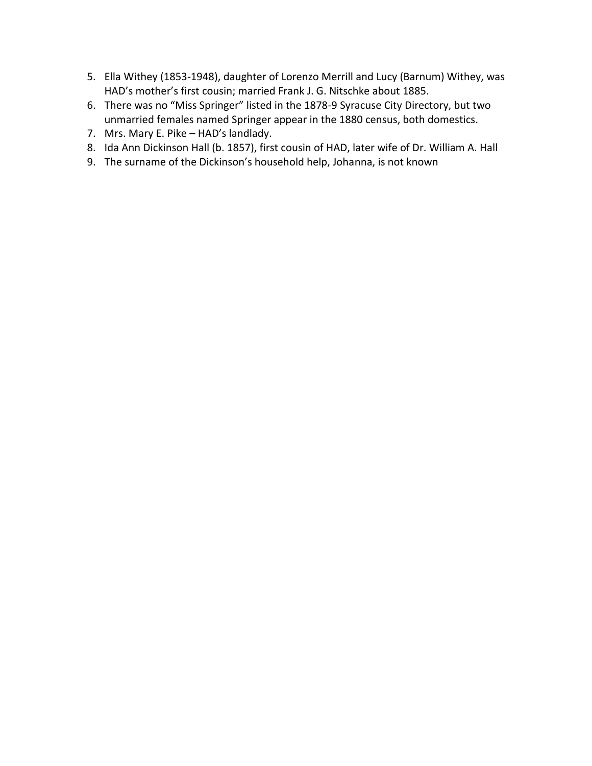5. Ella Withey (1853-1948), daughter of Lorenzo Merrill and Lucy (Barnum) Withey, was HAD's mother's first cousin; married Frank J. G. Nitschke about 1885.
6. There was no "Miss Springer" listed in the 1878-9 Syracuse City Directory, but two unmarried females named Springer appear in the 1880 census, both domestics.
7. Mrs. Mary E. Pike – HAD's landlady.
8. Ida Ann Dickinson Hall (b. 1857), first cousin of HAD, later wife of Dr. William A. Hall
9. The surname of the Dickinson's household help, Johanna, is not known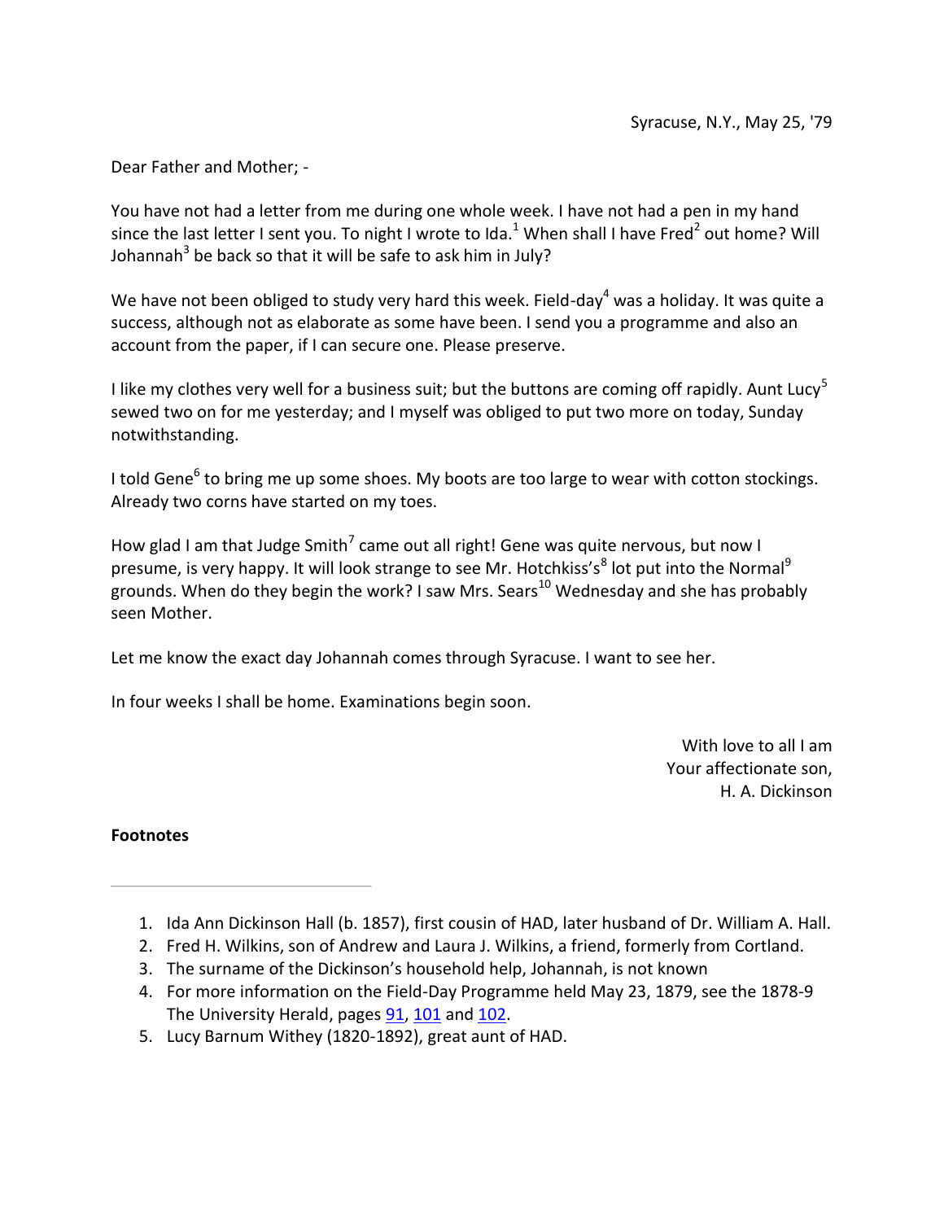Syracuse, N.Y., May 25, '79

Dear Father and Mother; -

You have not had a letter from me during one whole week. I have not had a pen in my hand since the last letter I sent you. To night I wrote to Ida.[1] When shall I have Fred[2] out home? Will Johannah[3] be back so that it will be safe to ask him in July?

We have not been obliged to study very hard this week. Field-day[4] was a holiday. It was quite a success, although not as elaborate as some have been. I send you a programme and also an account from the paper, if I can secure one. Please preserve.

I like my clothes very well for a business suit; but the buttons are coming off rapidly. Aunt Lucy[5] sewed two on for me yesterday; and I myself was obliged to put two more on today, Sunday notwithstanding.

I told Gene[6] to bring me up some shoes. My boots are too large to wear with cotton stockings. Already two corns have started on my toes.

How glad I am that Judge Smith[7] came out all right! Gene was quite nervous, but now I presume, is very happy. It will look strange to see Mr. Hotchkiss's[8] lot put into the Normal[9] grounds. When do they begin the work? I saw Mrs. Sears[10] Wednesday and she has probably seen Mother.

Let me know the exact day Johannah comes through Syracuse. I want to see her.

In four weeks I shall be home. Examinations begin soon.

With love to all I am
Your affectionate son,
H. A. Dickinson

**Footnotes**

---

1. Ida Ann Dickinson Hall (b. 1857), first cousin of HAD, later husband of Dr. William A. Hall.
2. Fred H. Wilkins, son of Andrew and Laura J. Wilkins, a friend, formerly from Cortland.
3. The surname of the Dickinson's household help, Johannah, is not known
4. For more information on the Field-Day Programme held May 23, 1879, see the 1878-9 The University Herald, pages 91, 101 and 102.
5. Lucy Barnum Withey (1820-1892), great aunt of HAD.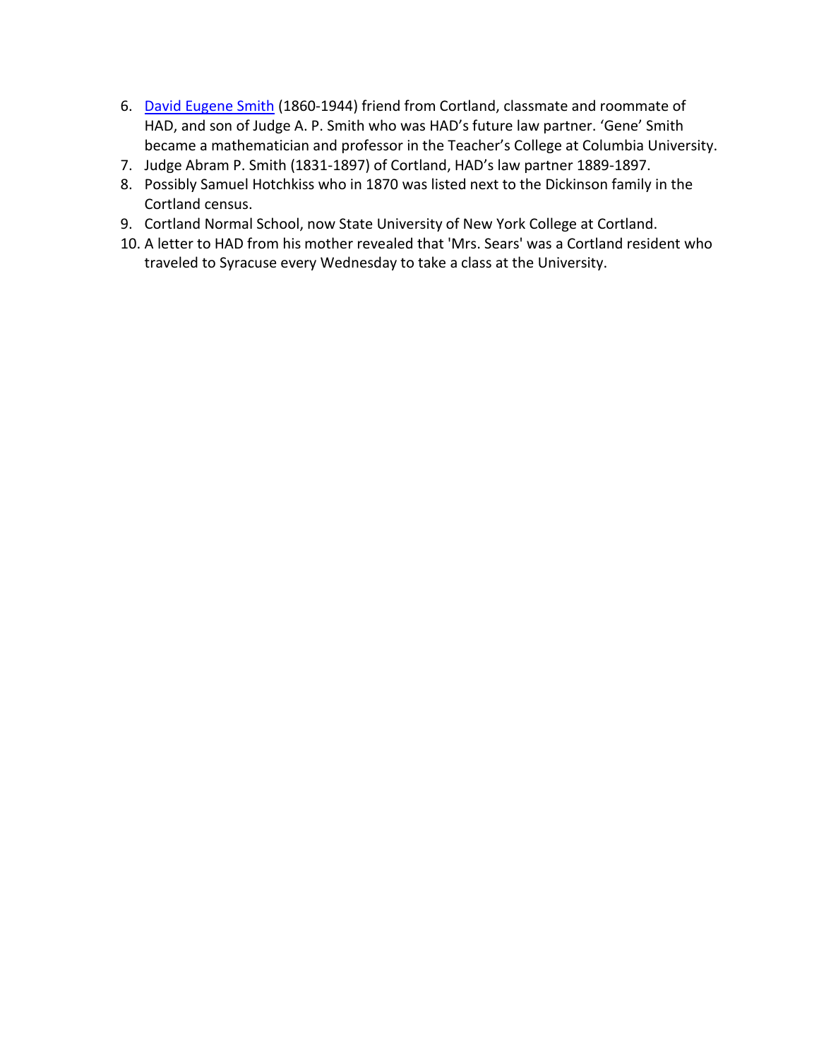6. [David Eugene Smith] (1860-1944) friend from Cortland, classmate and roommate of HAD, and son of Judge A. P. Smith who was HAD's future law partner. 'Gene' Smith became a mathematician and professor in the Teacher's College at Columbia University.
7. Judge Abram P. Smith (1831-1897) of Cortland, HAD's law partner 1889-1897.
8. Possibly Samuel Hotchkiss who in 1870 was listed next to the Dickinson family in the Cortland census.
9. Cortland Normal School, now State University of New York College at Cortland.
10. A letter to HAD from his mother revealed that 'Mrs. Sears' was a Cortland resident who traveled to Syracuse every Wednesday to take a class at the University.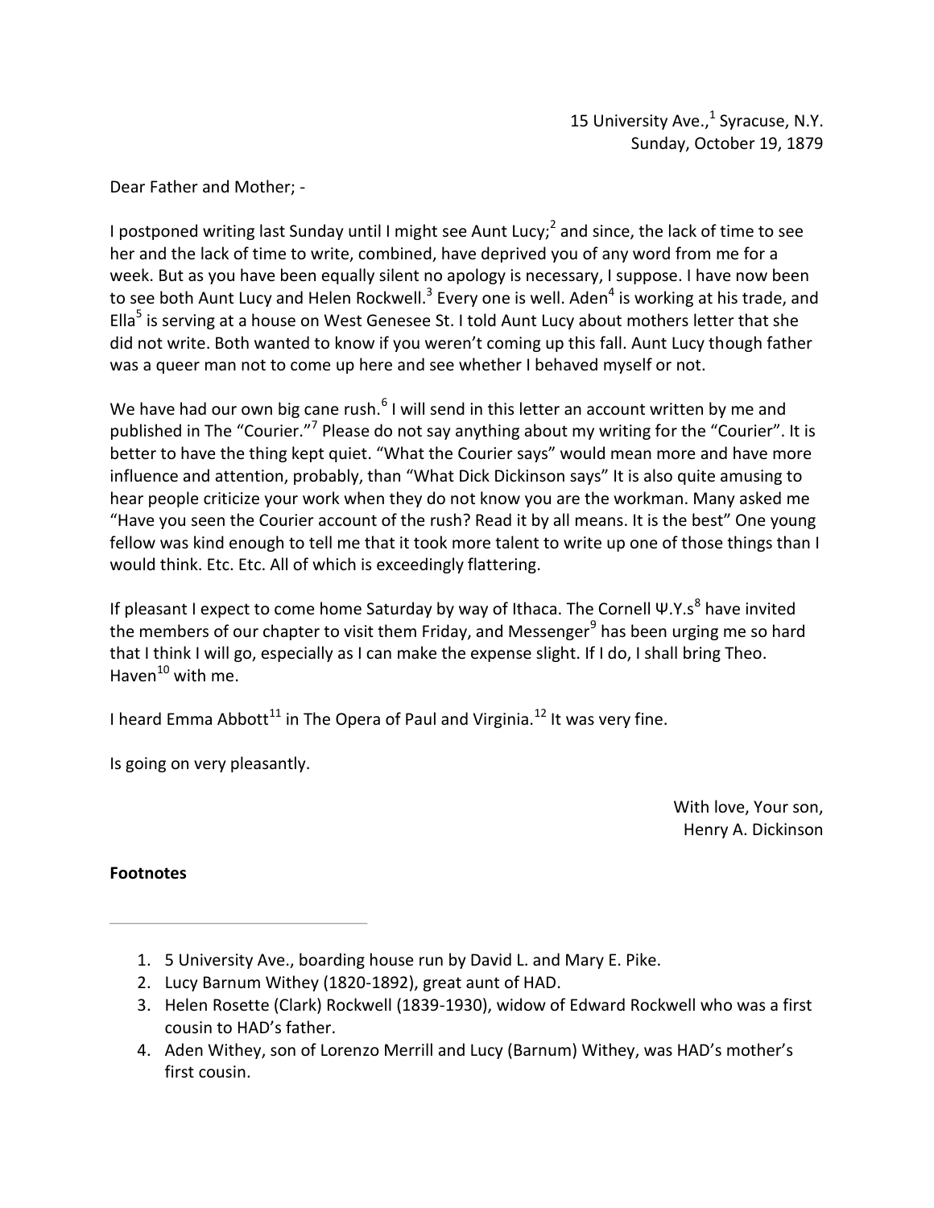15 University Ave.,[1] Syracuse, N.Y.
Sunday, October 19, 1879

Dear Father and Mother; -

I postponed writing last Sunday until I might see Aunt Lucy;[2] and since, the lack of time to see her and the lack of time to write, combined, have deprived you of any word from me for a week. But as you have been equally silent no apology is necessary, I suppose. I have now been to see both Aunt Lucy and Helen Rockwell.[3] Every one is well. Aden[4] is working at his trade, and Ella[5] is serving at a house on West Genesee St. I told Aunt Lucy about mothers letter that she did not write. Both wanted to know if you weren't coming up this fall. Aunt Lucy though father was a queer man not to come up here and see whether I behaved myself or not.

We have had our own big cane rush.[6] I will send in this letter an account written by me and published in The "Courier."[7] Please do not say anything about my writing for the "Courier". It is better to have the thing kept quiet. "What the Courier says" would mean more and have more influence and attention, probably, than "What Dick Dickinson says" It is also quite amusing to hear people criticize your work when they do not know you are the workman. Many asked me "Have you seen the Courier account of the rush? Read it by all means. It is the best" One young fellow was kind enough to tell me that it took more talent to write up one of those things than I would think. Etc. Etc. All of which is exceedingly flattering.

If pleasant I expect to come home Saturday by way of Ithaca. The Cornell Ψ.Y.s[8] have invited the members of our chapter to visit them Friday, and Messenger[9] has been urging me so hard that I think I will go, especially as I can make the expense slight. If I do, I shall bring Theo. Haven[10] with me.

I heard Emma Abbott[11] in The Opera of Paul and Virginia.[12] It was very fine.

Is going on very pleasantly.

With love, Your son,
Henry A. Dickinson

**Footnotes**

---

1. 5 University Ave., boarding house run by David L. and Mary E. Pike.
2. Lucy Barnum Withey (1820-1892), great aunt of HAD.
3. Helen Rosette (Clark) Rockwell (1839-1930), widow of Edward Rockwell who was a first cousin to HAD's father.
4. Aden Withey, son of Lorenzo Merrill and Lucy (Barnum) Withey, was HAD's mother's first cousin.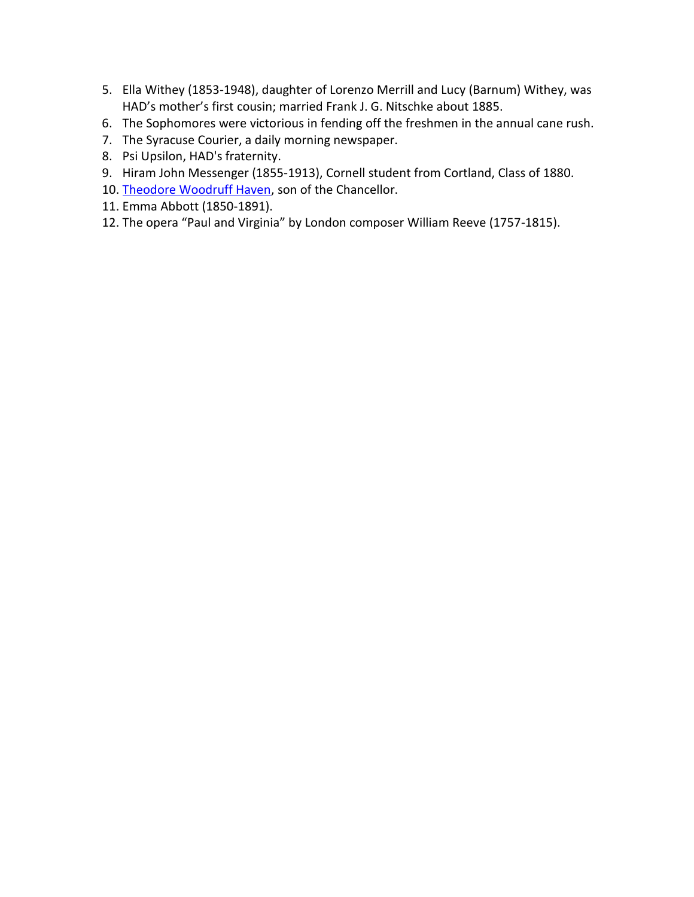5. Ella Withey (1853-1948), daughter of Lorenzo Merrill and Lucy (Barnum) Withey, was HAD's mother's first cousin; married Frank J. G. Nitschke about 1885.
6. The Sophomores were victorious in fending off the freshmen in the annual cane rush.
7. The Syracuse Courier, a daily morning newspaper.
8. Psi Upsilon, HAD's fraternity.
9. Hiram John Messenger (1855-1913), Cornell student from Cortland, Class of 1880.
10. Theodore Woodruff Haven, son of the Chancellor.
11. Emma Abbott (1850-1891).
12. The opera "Paul and Virginia" by London composer William Reeve (1757-1815).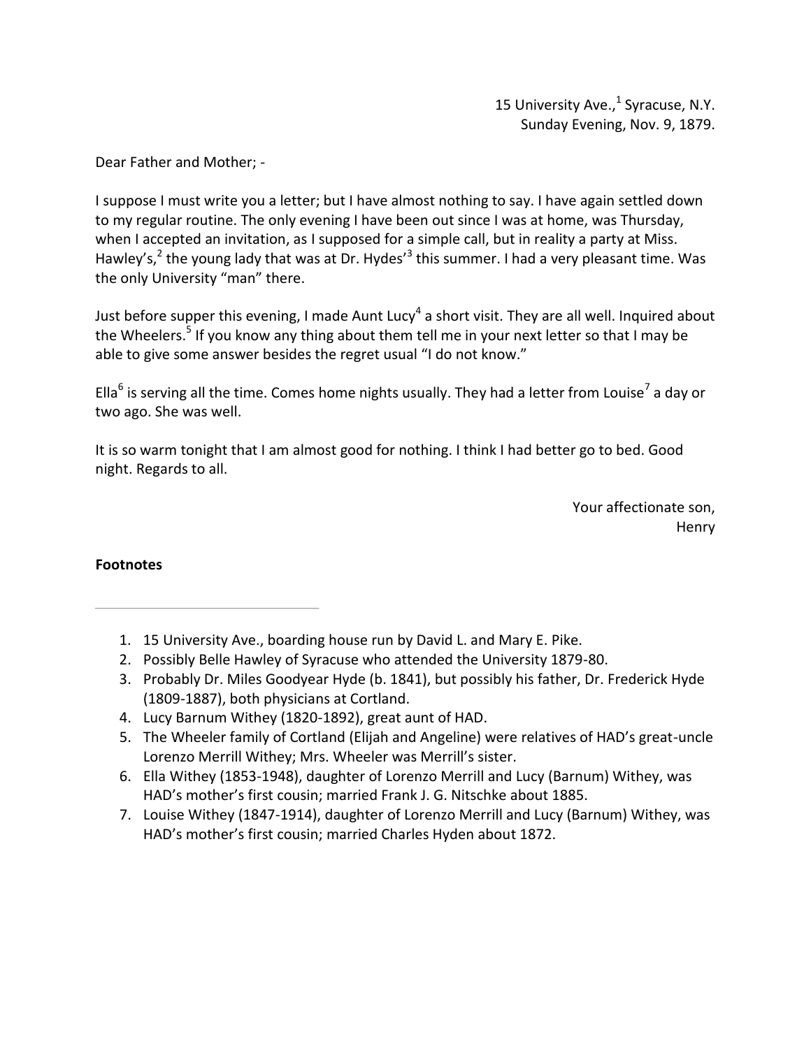15 University Ave.,[1] Syracuse, N.Y.
Sunday Evening, Nov. 9, 1879.

Dear Father and Mother; -

I suppose I must write you a letter; but I have almost nothing to say. I have again settled down to my regular routine. The only evening I have been out since I was at home, was Thursday, when I accepted an invitation, as I supposed for a simple call, but in reality a party at Miss. Hawley's,[2] the young lady that was at Dr. Hydes'[3] this summer. I had a very pleasant time. Was the only University "man" there.

Just before supper this evening, I made Aunt Lucy[4] a short visit. They are all well. Inquired about the Wheelers.[5] If you know any thing about them tell me in your next letter so that I may be able to give some answer besides the regret usual "I do not know."

Ella[6] is serving all the time. Comes home nights usually. They had a letter from Louise[7] a day or two ago. She was well.

It is so warm tonight that I am almost good for nothing. I think I had better go to bed. Good night. Regards to all.

Your affectionate son,
Henry

**Footnotes**

---

1. 15 University Ave., boarding house run by David L. and Mary E. Pike.
2. Possibly Belle Hawley of Syracuse who attended the University 1879-80.
3. Probably Dr. Miles Goodyear Hyde (b. 1841), but possibly his father, Dr. Frederick Hyde (1809-1887), both physicians at Cortland.
4. Lucy Barnum Withey (1820-1892), great aunt of HAD.
5. The Wheeler family of Cortland (Elijah and Angeline) were relatives of HAD's great-uncle Lorenzo Merrill Withey; Mrs. Wheeler was Merrill's sister.
6. Ella Withey (1853-1948), daughter of Lorenzo Merrill and Lucy (Barnum) Withey, was HAD's mother's first cousin; married Frank J. G. Nitschke about 1885.
7. Louise Withey (1847-1914), daughter of Lorenzo Merrill and Lucy (Barnum) Withey, was HAD's mother's first cousin; married Charles Hyden about 1872.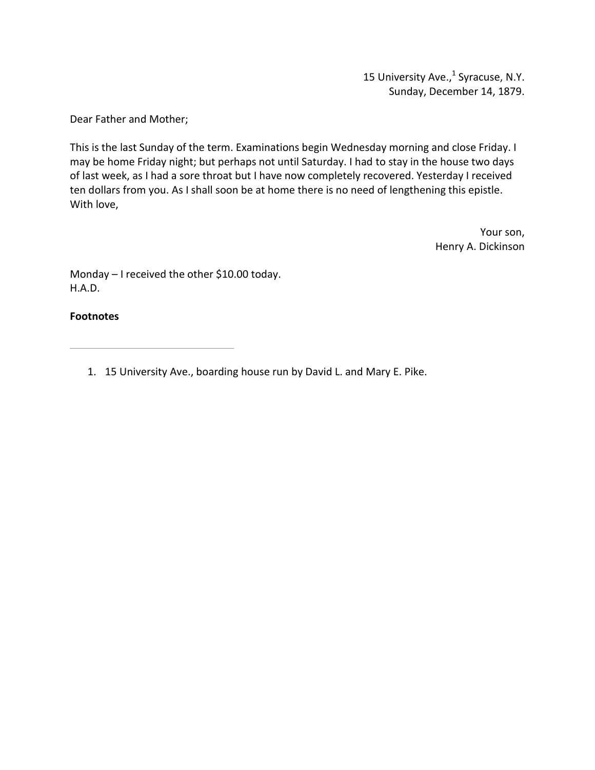15 University Ave.,[1] Syracuse, N.Y.
Sunday, December 14, 1879.

Dear Father and Mother;

This is the last Sunday of the term. Examinations begin Wednesday morning and close Friday. I may be home Friday night; but perhaps not until Saturday. I had to stay in the house two days of last week, as I had a sore throat but I have now completely recovered. Yesterday I received ten dollars from you. As I shall soon be at home there is no need of lengthening this epistle. With love,

Your son,
Henry A. Dickinson

Monday – I received the other $10.00 today.
H.A.D.

**Footnotes**

---

1. 15 University Ave., boarding house run by David L. and Mary E. Pike.